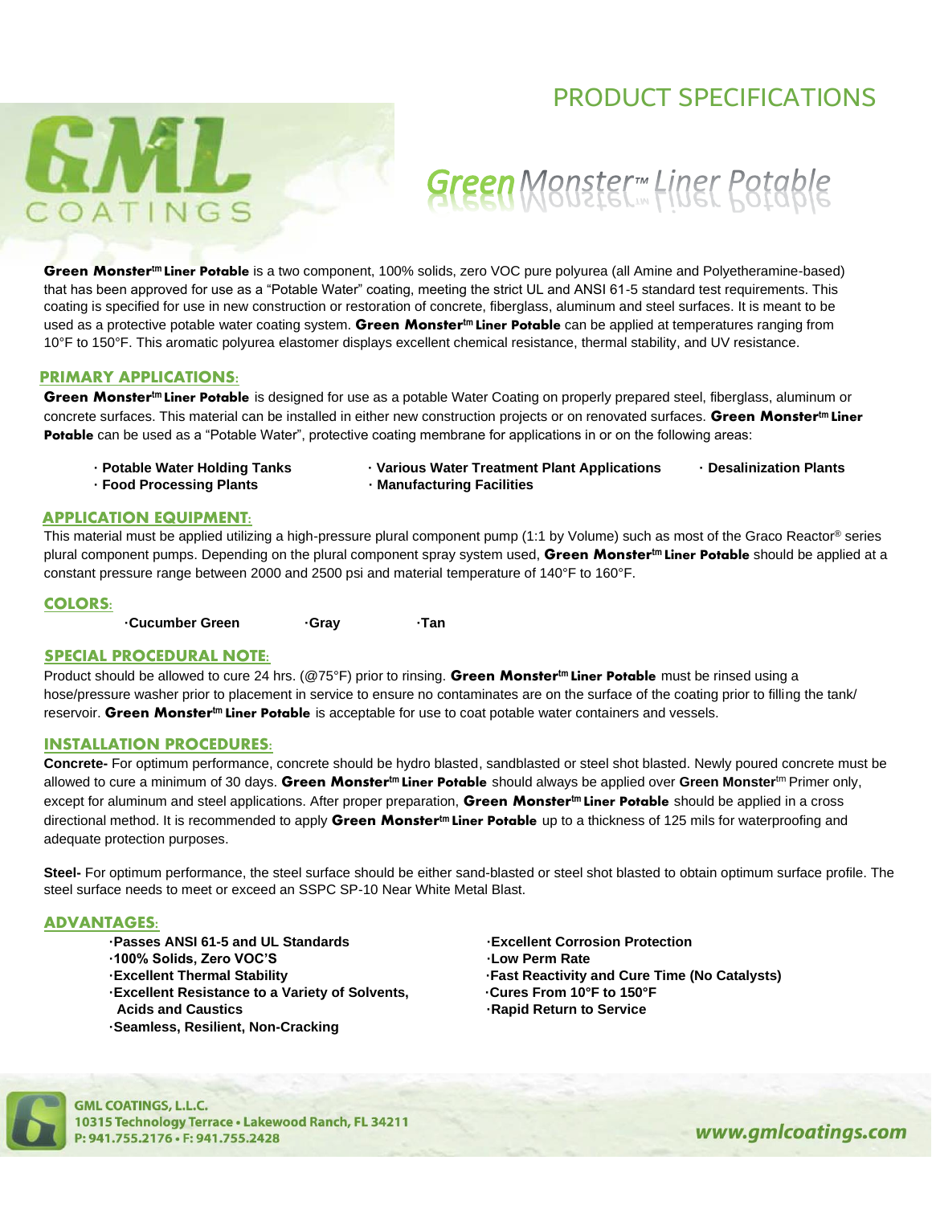# PRODUCT SPECIFICATIONS

GML COATINGS

## Green Monster™ Liner Potable

**Green Monster™ Liner Potable** is a two component, 100% solids, zero VOC pure polyurea (all Amine and Polyetheramine-based) that has been approved for use as a "Potable Water" coating, meeting the strict UL and ANSI 61-5 standard test requirements. This coating is specified for use in new construction or restoration of concrete, fiberglass, aluminum and steel surfaces. It is meant to be used as a protective potable water coating system. **Green Monster™ Liner Potable** can be applied at temperatures ranging from 10°F to 150°F. This aromatic polyurea elastomer displays excellent chemical resistance, thermal stability, and UV resistance.

### PRIMARY APPLICATIONS:

**Green Monster™ Liner Potable** is designed for use as a potable Water Coating on properly prepared steel, fiberglass, aluminum or concrete surfaces. This material can be installed in either new construction projects or on renovated surfaces. **Green Monster™ Liner Potable** can be used as a "Potable Water", protective coating membrane for applications in or on the following areas:

- **Potable Water Holding Tanks**
- **Food Processing Plants**
- **Various Water Treatment Plant Applications**
- **Manufacturing Facilities**
- **Desalinization Plants**

### APPLICATION EQUIPMENT:

This material must be applied utilizing a high-pressure plural component pump (1:1 by Volume) such as most of the Graco Reactor® series plural component pumps. Depending on the plural component spray system used, **Green Monster™ Liner Potable** should be applied at a constant pressure range between 2000 and 2500 psi and material temperature of 140°F to 160°F.

### COLORS:

- **Cucumber Green**
- **Gray**
- **Tan**

### SPECIAL PROCEDURAL NOTE:

Product should be allowed to cure 24 hrs. (@75°F) prior to rinsing. **Green Monster™ Liner Potable** must be rinsed using a hose/pressure washer prior to placement in service to ensure no contaminates are on the surface of the coating prior to filling the tank/ reservoir. **Green Monster™ Liner Potable** is acceptable for use to coat potable water containers and vessels.

### INSTALLATION PROCEDURES:

**Concrete-** For optimum performance, concrete should be hydro blasted, sandblasted or steel shot blasted. Newly poured concrete must be allowed to cure a minimum of 30 days. **Green Monster™ Liner Potable** should always be applied over **Green Monster**™ Primer only, except for aluminum and steel applications. After proper preparation, **Green Monster™ Liner Potable** should be applied in a cross directional method. It is recommended to apply **Green Monster™ Liner Potable** up to a thickness of 125 mils for waterproofing and adequate protection purposes.

**Steel-** For optimum performance, the steel surface should be either sand-blasted or steel shot blasted to obtain optimum surface profile. The steel surface needs to meet or exceed an SSPC SP-10 Near White Metal Blast.

### ADVANTAGES:

- **Passes ANSI 61-5 and UL Standards**
- **100% Solids, Zero VOC'S**
- **Excellent Thermal Stability**
- **Excellent Resistance to a Variety of Solvents, Acids and Caustics**
- **Seamless, Resilient, Non-Cracking**
- **Excellent Corrosion Protection**
- **Low Perm Rate**
- **Fast Reactivity and Cure Time (No Catalysts)**
- **Cures From 10°F to 150°F**
- **Rapid Return to Service**

**GML COATINGS, L.L.C.**
**10315 Technology Terrace • Lakewood Ranch, FL 34211**
**P: 941.755.2176 • F: 941.755.2428**

*www.gmlcoatings.com*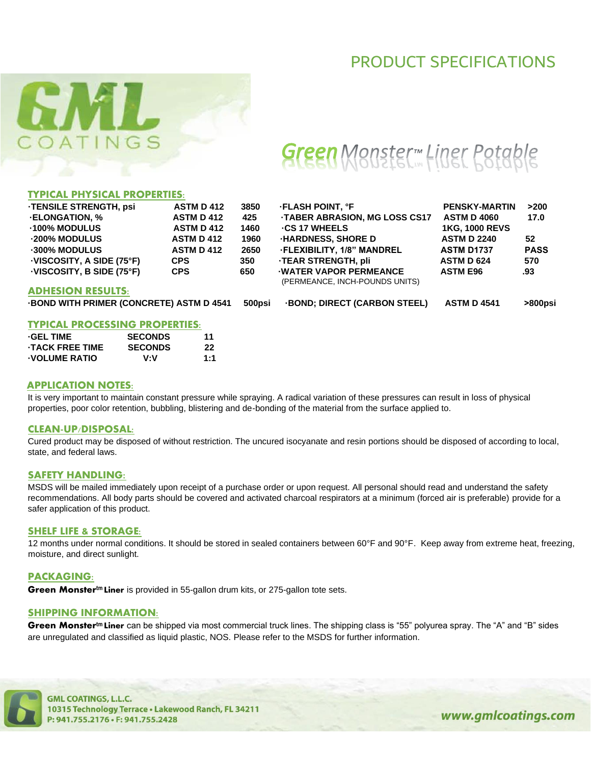# PRODUCT SPECIFICATIONS

GML COATINGS

## Green Monster™ Liner Potable

### TYPICAL PHYSICAL PROPERTIES:

| | | | | | |
|---|---|---|---|---|---|
| ·TENSILE STRENGTH, psi | ASTM D 412 | 3850 | ·FLASH POINT, °F | PENSKY-MARTIN | >200 |
| ·ELONGATION, % | ASTM D 412 | 425 | ·TABER ABRASION, MG LOSS CS17 | ASTM D 4060 | 17.0 |
| ·100% MODULUS | ASTM D 412 | 1460 | ·CS 17 WHEELS | 1KG, 1000 REVS | |
| ·200% MODULUS | ASTM D 412 | 1960 | ·HARDNESS, SHORE D | ASTM D 2240 | 52 |
| ·300% MODULUS | ASTM D 412 | 2650 | ·FLEXIBILITY, 1/8" MANDREL | ASTM D1737 | PASS |
| ·VISCOSITY, A SIDE (75°F) | CPS | 350 | ·TEAR STRENGTH, pli | ASTM D 624 | 570 |
| ·VISCOSITY, B SIDE (75°F) | CPS | 650 | ·WATER VAPOR PERMEANCE (PERMEANCE, INCH-POUNDS UNITS) | ASTM E96 | .93 |

### ADHESION RESULTS:

| | | | | | |
|---|---|---|---|---|---|
| ·BOND WITH PRIMER (CONCRETE) | ASTM D 4541 | 500psi | ·BOND; DIRECT (CARBON STEEL) | ASTM D 4541 | >800psi |

### TYPICAL PROCESSING PROPERTIES:

| | | |
|---|---|---|
| ·GEL TIME | SECONDS | 11 |
| ·TACK FREE TIME | SECONDS | 22 |
| ·VOLUME RATIO | V:V | 1:1 |

### APPLICATION NOTES:

It is very important to maintain constant pressure while spraying. A radical variation of these pressures can result in loss of physical properties, poor color retention, bubbling, blistering and de-bonding of the material from the surface applied to.

### CLEAN-UP/DISPOSAL:

Cured product may be disposed of without restriction. The uncured isocyanate and resin portions should be disposed of according to local, state, and federal laws.

### SAFETY HANDLING:

MSDS will be mailed immediately upon receipt of a purchase order or upon request. All personal should read and understand the safety recommendations. All body parts should be covered and activated charcoal respirators at a minimum (forced air is preferable) provide for a safer application of this product.

### SHELF LIFE & STORAGE:

12 months under normal conditions. It should be stored in sealed containers between 60°F and 90°F. Keep away from extreme heat, freezing, moisture, and direct sunlight.

### PACKAGING:

**Green Monster™ Liner** is provided in 55-gallon drum kits, or 275-gallon tote sets.

### SHIPPING INFORMATION:

**Green Monster™ Liner** can be shipped via most commercial truck lines. The shipping class is "55" polyurea spray. The "A" and "B" sides are unregulated and classified as liquid plastic, NOS. Please refer to the MSDS for further information.

**GML COATINGS, L.L.C.**
**10315 Technology Terrace • Lakewood Ranch, FL 34211**
**P: 941.755.2176 • F: 941.755.2428**

*www.gmlcoatings.com*